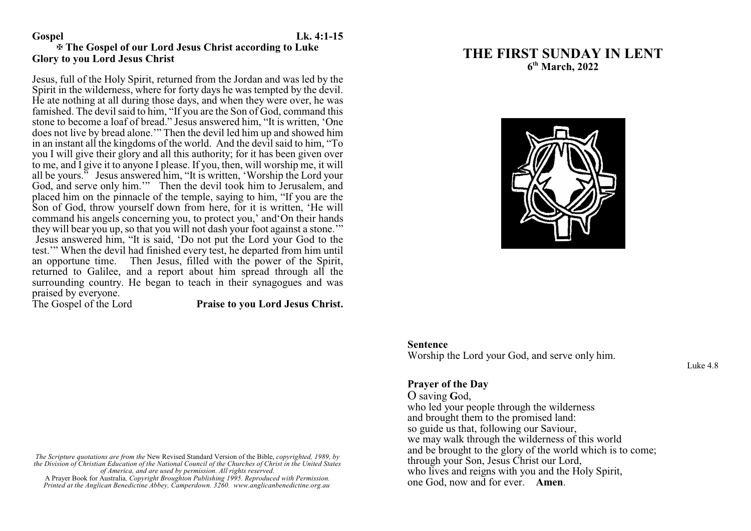**Gospel** **Lk. 4:1-15**

✠ **The Gospel of our Lord Jesus Christ according to Luke**

**Glory to you Lord Jesus Christ**

Jesus, full of the Holy Spirit, returned from the Jordan and was led by the Spirit in the wilderness, where for forty days he was tempted by the devil. He ate nothing at all during those days, and when they were over, he was famished. The devil said to him, "If you are the Son of God, command this stone to become a loaf of bread." Jesus answered him, "It is written, 'One does not live by bread alone.'" Then the devil led him up and showed him in an instant all the kingdoms of the world. And the devil said to him, "To you I will give their glory and all this authority; for it has been given over to me, and I give it to anyone I please. If you, then, will worship me, it will all be yours." Jesus answered him, "It is written, 'Worship the Lord your God, and serve only him.'" Then the devil took him to Jerusalem, and placed him on the pinnacle of the temple, saying to him, "If you are the Son of God, throw yourself down from here, for it is written, 'He will command his angels concerning you, to protect you,' and'On their hands they will bear you up, so that you will not dash your foot against a stone.'" Jesus answered him, "It is said, 'Do not put the Lord your God to the test.'" When the devil had finished every test, he departed from him until an opportune time. Then Jesus, filled with the power of the Spirit, returned to Galilee, and a report about him spread through all the surrounding country. He began to teach in their synagogues and was praised by everyone.

The Gospel of the Lord **Praise to you Lord Jesus Christ.**

*The Scripture quotations are from the* New Revised Standard Version of the Bible, *copyrighted, 1989, by the Division of Christian Education of the National Council of the Churches of Christ in the United States of America, and are used by permission. All rights reserved.*
A Prayer Book for Australia, *Copyright Broughton Publishing 1995. Reproduced with Permission. Printed at the Anglican Benedictine Abbey, Camperdown. 3260. www.anglicanbenedictine.org.au*

# THE FIRST SUNDAY IN LENT

## 6th March, 2022

**Sentence**

Worship the Lord your God, and serve only him.

Luke 4.8

**Prayer of the Day**

O saving **G**od,
who led your people through the wilderness
and brought them to the promised land:
so guide us that, following our Saviour,
we may walk through the wilderness of this world
and be brought to the glory of the world which is to come;
through your Son, Jesus Christ our Lord,
who lives and reigns with you and the Holy Spirit,
one God, now and for ever. **Amen**.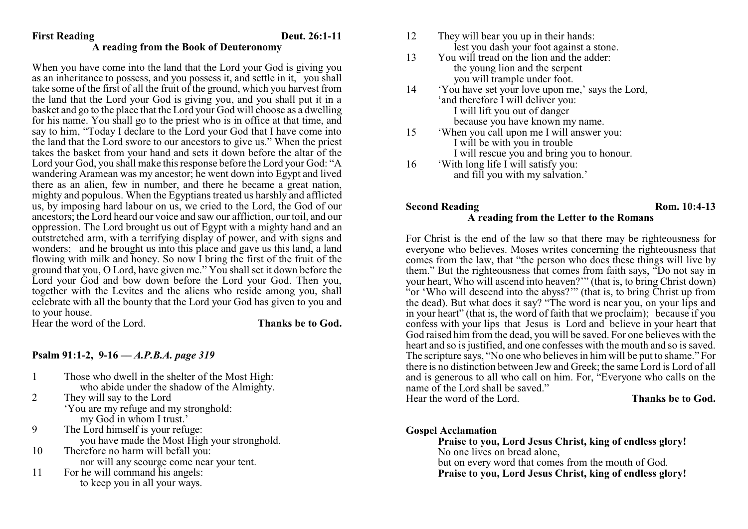**First Reading** **Deut. 26:1-11**

**A reading from the Book of Deuteronomy**

When you have come into the land that the Lord your God is giving you as an inheritance to possess, and you possess it, and settle in it, you shall take some of the first of all the fruit of the ground, which you harvest from the land that the Lord your God is giving you, and you shall put it in a basket and go to the place that the Lord your God will choose as a dwelling for his name. You shall go to the priest who is in office at that time, and say to him, "Today I declare to the Lord your God that I have come into the land that the Lord swore to our ancestors to give us." When the priest takes the basket from your hand and sets it down before the altar of the Lord your God, you shall make this response before the Lord your God: "A wandering Aramean was my ancestor; he went down into Egypt and lived there as an alien, few in number, and there he became a great nation, mighty and populous. When the Egyptians treated us harshly and afflicted us, by imposing hard labour on us, we cried to the Lord, the God of our ancestors; the Lord heard our voice and saw our affliction, our toil, and our oppression. The Lord brought us out of Egypt with a mighty hand and an outstretched arm, with a terrifying display of power, and with signs and wonders; and he brought us into this place and gave us this land, a land flowing with milk and honey. So now I bring the first of the fruit of the ground that you, O Lord, have given me." You shall set it down before the Lord your God and bow down before the Lord your God. Then you, together with the Levites and the aliens who reside among you, shall celebrate with all the bounty that the Lord your God has given to you and to your house.

Hear the word of the Lord. **Thanks be to God.**

**Psalm 91:1-2, 9-16 — *A.P.B.A. page 319***

1 Those who dwell in the shelter of the Most High:
 who abide under the shadow of the Almighty.

2 They will say to the Lord
 'You are my refuge and my stronghold:
 my God in whom I trust.'

9 The Lord himself is your refuge:
 you have made the Most High your stronghold.

10 Therefore no harm will befall you:
 nor will any scourge come near your tent.

11 For he will command his angels:
 to keep you in all your ways.

12 They will bear you up in their hands:
 lest you dash your foot against a stone.

13 You will tread on the lion and the adder:
 the young lion and the serpent
 you will trample under foot.

14 'You have set your love upon me,' says the Lord,
 'and therefore I will deliver you:
 I will lift you out of danger
 because you have known my name.

15 'When you call upon me I will answer you:
 I will be with you in trouble
 I will rescue you and bring you to honour.

16 'With long life I will satisfy you:
 and fill you with my salvation.'

**Second Reading** **Rom. 10:4-13**

**A reading from the Letter to the Romans**

For Christ is the end of the law so that there may be righteousness for everyone who believes. Moses writes concerning the righteousness that comes from the law, that "the person who does these things will live by them." But the righteousness that comes from faith says, "Do not say in your heart, Who will ascend into heaven?'" (that is, to bring Christ down) "or 'Who will descend into the abyss?'" (that is, to bring Christ up from the dead). But what does it say? "The word is near you, on your lips and in your heart" (that is, the word of faith that we proclaim); because if you confess with your lips that Jesus is Lord and believe in your heart that God raised him from the dead, you will be saved. For one believes with the heart and so is justified, and one confesses with the mouth and so is saved. The scripture says, "No one who believes in him will be put to shame." For there is no distinction between Jew and Greek; the same Lord is Lord of all and is generous to all who call on him. For, "Everyone who calls on the name of the Lord shall be saved."

Hear the word of the Lord. **Thanks be to God.**

**Gospel Acclamation**

**Praise to you, Lord Jesus Christ, king of endless glory!**
No one lives on bread alone,
but on every word that comes from the mouth of God.
**Praise to you, Lord Jesus Christ, king of endless glory!**